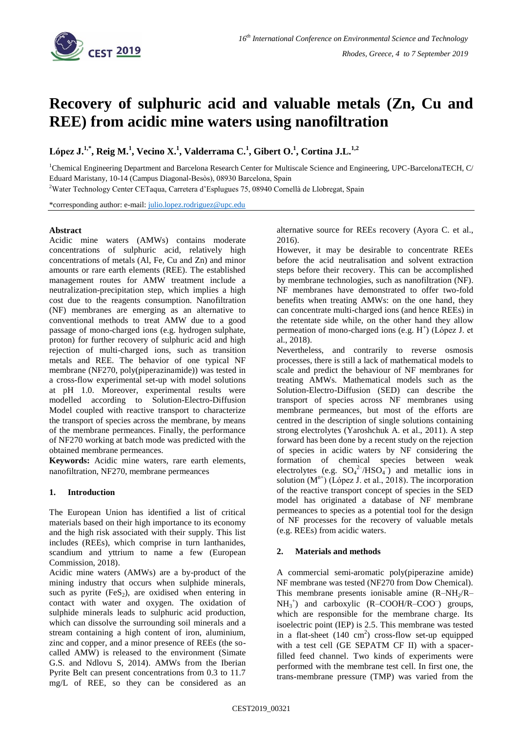# Recovery of sulphuric acid and valuable metals (Zn, Cu and REE) from acidic mine waters using nanofiltration

**López J.[1,*], Reig M.[1], Vecino X.[1], Valderrama C.[1], Gibert O.[1], Cortina J.L.[1,2]**

[1]Chemical Engineering Department and Barcelona Research Center for Multiscale Science and Engineering, UPC-BarcelonaTECH, C/ Eduard Maristany, 10-14 (Campus Diagonal-Besòs), 08930 Barcelona, Spain

[2]Water Technology Center CETaqua, Carretera d'Esplugues 75, 08940 Cornellà de Llobregat, Spain

*corresponding author: e-mail: julio.lopez.rodriguez@upc.edu

**Abstract**

Acidic mine waters (AMWs) contains moderate concentrations of sulphuric acid, relatively high concentrations of metals (Al, Fe, Cu and Zn) and minor amounts or rare earth elements (REE). The established management routes for AMW treatment include a neutralization-precipitation step, which implies a high cost due to the reagents consumption. Nanofiltration (NF) membranes are emerging as an alternative to conventional methods to treat AMW due to a good passage of mono-charged ions (e.g. hydrogen sulphate, proton) for further recovery of sulphuric acid and high rejection of multi-charged ions, such as transition metals and REE. The behavior of one typical NF membrane (NF270, poly(piperazinamide)) was tested in a cross-flow experimental set-up with model solutions at pH 1.0. Moreover, experimental results were modelled according to Solution-Electro-Diffusion Model coupled with reactive transport to characterize the transport of species across the membrane, by means of the membrane permeances. Finally, the performance of NF270 working at batch mode was predicted with the obtained membrane permeances.

**Keywords:** Acidic mine waters, rare earth elements, nanofiltration, NF270, membrane permeances

## 1. Introduction

The European Union has identified a list of critical materials based on their high importance to its economy and the high risk associated with their supply. This list includes (REEs), which comprise in turn lanthanides, scandium and yttrium to name a few (European Commission, 2018).

Acidic mine waters (AMWs) are a by-product of the mining industry that occurs when sulphide minerals, such as pyrite ($FeS_2$), are oxidised when entering in contact with water and oxygen. The oxidation of sulphide minerals leads to sulphuric acid production, which can dissolve the surrounding soil minerals and a stream containing a high content of iron, aluminium, zinc and copper, and a minor presence of REEs (the so-called AMW) is released to the environment (Simate G.S. and Ndlovu S, 2014). AMWs from the Iberian Pyrite Belt can present concentrations from 0.3 to 11.7 mg/L of REE, so they can be considered as an alternative source for REEs recovery (Ayora C. et al., 2016).

However, it may be desirable to concentrate REEs before the acid neutralisation and solvent extraction steps before their recovery. This can be accomplished by membrane technologies, such as nanofiltration (NF). NF membranes have demonstrated to offer two-fold benefits when treating AMWs: on the one hand, they can concentrate multi-charged ions (and hence REEs) in the retentate side while, on the other hand they allow permeation of mono-charged ions (e.g. $H^+$) (López J. et al., 2018).

Nevertheless, and contrarily to reverse osmosis processes, there is still a lack of mathematical models to scale and predict the behaviour of NF membranes for treating AMWs. Mathematical models such as the Solution-Electro-Diffusion (SED) can describe the transport of species across NF membranes using membrane permeances, but most of the efforts are centred in the description of single solutions containing strong electrolytes (Yaroshchuk A. et al., 2011). A step forward has been done by a recent study on the rejection of species in acidic waters by NF considering the formation of chemical species between weak electrolytes (e.g. $SO_4^{2-}/HSO_4^-$) and metallic ions in solution ($M^{n+}$) (López J. et al., 2018). The incorporation of the reactive transport concept of species in the SED model has originated a database of NF membrane permeances to species as a potential tool for the design of NF processes for the recovery of valuable metals (e.g. REEs) from acidic waters.

## 2. Materials and methods

A commercial semi-aromatic poly(piperazine amide) NF membrane was tested (NF270 from Dow Chemical). This membrane presents ionisable amine ($R–NH_2/R–NH_3^+$) and carboxylic ($R–COOH/R–COO^-$) groups, which are responsible for the membrane charge. Its isoelectric point (IEP) is 2.5. This membrane was tested in a flat-sheet (140 $cm^2$) cross-flow set-up equipped with a test cell (GE SEPATM CF II) with a spacer-filled feed channel. Two kinds of experiments were performed with the membrane test cell. In first one, the trans-membrane pressure (TMP) was varied from the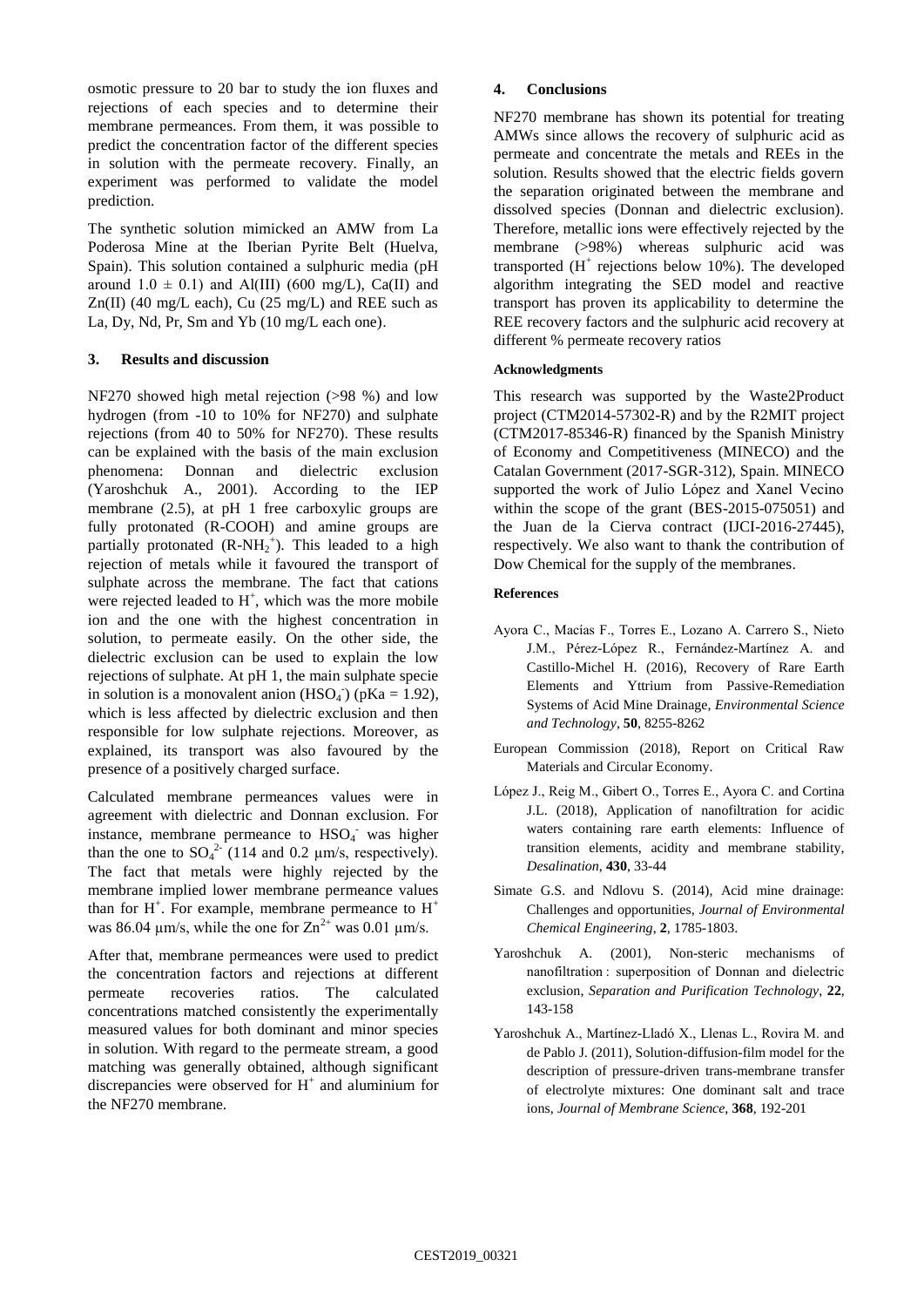osmotic pressure to 20 bar to study the ion fluxes and rejections of each species and to determine their membrane permeances. From them, it was possible to predict the concentration factor of the different species in solution with the permeate recovery. Finally, an experiment was performed to validate the model prediction.

The synthetic solution mimicked an AMW from La Poderosa Mine at the Iberian Pyrite Belt (Huelva, Spain). This solution contained a sulphuric media (pH around $1.0 \pm 0.1$) and Al(III) (600 mg/L), Ca(II) and Zn(II) (40 mg/L each), Cu (25 mg/L) and REE such as La, Dy, Nd, Pr, Sm and Yb (10 mg/L each one).

## 3. Results and discussion

NF270 showed high metal rejection (>98 %) and low hydrogen (from -10 to 10% for NF270) and sulphate rejections (from 40 to 50% for NF270). These results can be explained with the basis of the main exclusion phenomena: Donnan and dielectric exclusion (Yaroshchuk A., 2001). According to the IEP membrane (2.5), at pH 1 free carboxylic groups are fully protonated (R-COOH) and amine groups are partially protonated ($R\text{-}NH_2^+$). This leaded to a high rejection of metals while it favoured the transport of sulphate across the membrane. The fact that cations were rejected leaded to $H^+$, which was the more mobile ion and the one with the highest concentration in solution, to permeate easily. On the other side, the dielectric exclusion can be used to explain the low rejections of sulphate. At pH 1, the main sulphate specie in solution is a monovalent anion ($HSO_4^-$) (pKa = 1.92), which is less affected by dielectric exclusion and then responsible for low sulphate rejections. Moreover, as explained, its transport was also favoured by the presence of a positively charged surface.

Calculated membrane permeances values were in agreement with dielectric and Donnan exclusion. For instance, membrane permeance to $HSO_4^-$ was higher than the one to $SO_4^{2-}$ (114 and 0.2 µm/s, respectively). The fact that metals were highly rejected by the membrane implied lower membrane permeance values than for $H^+$. For example, membrane permeance to $H^+$ was 86.04 µm/s, while the one for $Zn^{2+}$ was 0.01 µm/s.

After that, membrane permeances were used to predict the concentration factors and rejections at different permeate recoveries ratios. The calculated concentrations matched consistently the experimentally measured values for both dominant and minor species in solution. With regard to the permeate stream, a good matching was generally obtained, although significant discrepancies were observed for $H^+$ and aluminium for the NF270 membrane.

## 4. Conclusions

NF270 membrane has shown its potential for treating AMWs since allows the recovery of sulphuric acid as permeate and concentrate the metals and REEs in the solution. Results showed that the electric fields govern the separation originated between the membrane and dissolved species (Donnan and dielectric exclusion). Therefore, metallic ions were effectively rejected by the membrane (>98%) whereas sulphuric acid was transported ($H^+$ rejections below 10%). The developed algorithm integrating the SED model and reactive transport has proven its applicability to determine the REE recovery factors and the sulphuric acid recovery at different % permeate recovery ratios

### Acknowledgments

This research was supported by the Waste2Product project (CTM2014-57302-R) and by the R2MIT project (CTM2017-85346-R) financed by the Spanish Ministry of Economy and Competitiveness (MINECO) and the Catalan Government (2017-SGR-312), Spain. MINECO supported the work of Julio López and Xanel Vecino within the scope of the grant (BES-2015-075051) and the Juan de la Cierva contract (IJCI-2016-27445), respectively. We also want to thank the contribution of Dow Chemical for the supply of the membranes.

### References

Ayora C., Macías F., Torres E., Lozano A. Carrero S., Nieto J.M., Pérez-López R., Fernández-Martínez A. and Castillo-Michel H. (2016), Recovery of Rare Earth Elements and Yttrium from Passive-Remediation Systems of Acid Mine Drainage, *Environmental Science and Technology*, **50**, 8255-8262

European Commission (2018), Report on Critical Raw Materials and Circular Economy.

López J., Reig M., Gibert O., Torres E., Ayora C. and Cortina J.L. (2018), Application of nanofiltration for acidic waters containing rare earth elements: Influence of transition elements, acidity and membrane stability, *Desalination*, **430**, 33-44

Simate G.S. and Ndlovu S. (2014), Acid mine drainage: Challenges and opportunities, *Journal of Environmental Chemical Engineering*, **2**, 1785-1803.

Yaroshchuk A. (2001), Non-steric mechanisms of nanofiltration : superposition of Donnan and dielectric exclusion, *Separation and Purification Technology*, **22**, 143-158

Yaroshchuk A., Martínez-Lladó X., Llenas L., Rovira M. and de Pablo J. (2011), Solution-diffusion-film model for the description of pressure-driven trans-membrane transfer of electrolyte mixtures: One dominant salt and trace ions, *Journal of Membrane Science*, **368**, 192-201